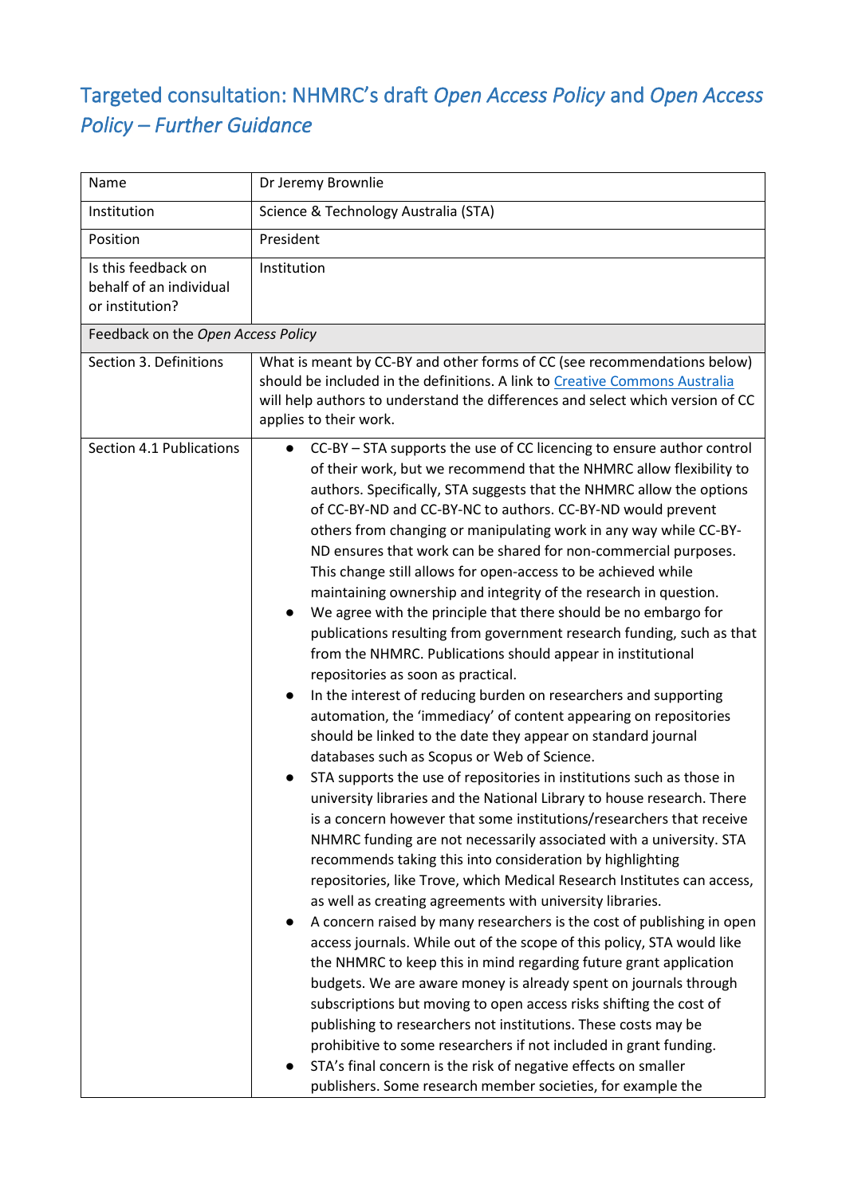# Targeted consultation: NHMRC's draft *Open Access Policy* and *Open Access Policy – Further Guidance*

| Name | Dr Jeremy Brownlie |
|---|---|
| Institution | Science & Technology Australia (STA) |
| Position | President |
| Is this feedback on behalf of an individual or institution? | Institution |
| Feedback on the *Open Access Policy* | |
| Section 3. Definitions | What is meant by CC-BY and other forms of CC (see recommendations below) should be included in the definitions. A link to [Creative Commons Australia](Creative Commons Australia) will help authors to understand the differences and select which version of CC applies to their work. |
| Section 4.1 Publications | • CC-BY – STA supports the use of CC licencing to ensure author control of their work, but we recommend that the NHMRC allow flexibility to authors. Specifically, STA suggests that the NHMRC allow the options of CC-BY-ND and CC-BY-NC to authors. CC-BY-ND would prevent others from changing or manipulating work in any way while CC-BY-ND ensures that work can be shared for non-commercial purposes. This change still allows for open-access to be achieved while maintaining ownership and integrity of the research in question.<br>• We agree with the principle that there should be no embargo for publications resulting from government research funding, such as that from the NHMRC. Publications should appear in institutional repositories as soon as practical.<br>• In the interest of reducing burden on researchers and supporting automation, the 'immediacy' of content appearing on repositories should be linked to the date they appear on standard journal databases such as Scopus or Web of Science.<br>• STA supports the use of repositories in institutions such as those in university libraries and the National Library to house research. There is a concern however that some institutions/researchers that receive NHMRC funding are not necessarily associated with a university. STA recommends taking this into consideration by highlighting repositories, like Trove, which Medical Research Institutes can access, as well as creating agreements with university libraries.<br>• A concern raised by many researchers is the cost of publishing in open access journals. While out of the scope of this policy, STA would like the NHMRC to keep this in mind regarding future grant application budgets. We are aware money is already spent on journals through subscriptions but moving to open access risks shifting the cost of publishing to researchers not institutions. These costs may be prohibitive to some researchers if not included in grant funding.<br>• STA's final concern is the risk of negative effects on smaller publishers. Some research member societies, for example the |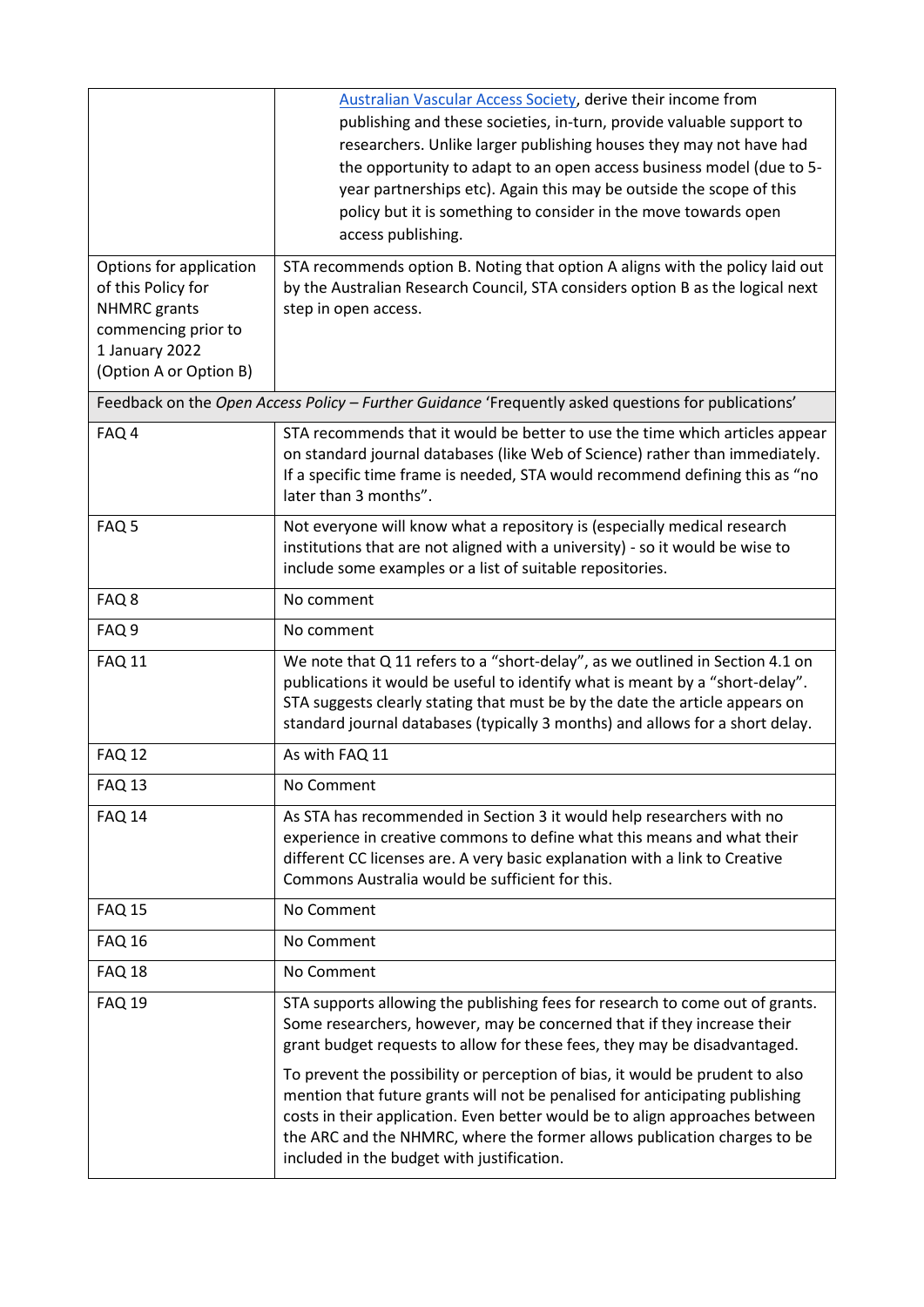| | |
|---|---|
| | [Australian Vascular Access Society](), derive their income from publishing and these societies, in-turn, provide valuable support to researchers. Unlike larger publishing houses they may not have had the opportunity to adapt to an open access business model (due to 5-year partnerships etc). Again this may be outside the scope of this policy but it is something to consider in the move towards open access publishing. |
| Options for application of this Policy for NHMRC grants commencing prior to 1 January 2022 (Option A or Option B) | STA recommends option B. Noting that option A aligns with the policy laid out by the Australian Research Council, STA considers option B as the logical next step in open access. |
| Feedback on the *Open Access Policy – Further Guidance* 'Frequently asked questions for publications' | |
| FAQ 4 | STA recommends that it would be better to use the time which articles appear on standard journal databases (like Web of Science) rather than immediately. If a specific time frame is needed, STA would recommend defining this as "no later than 3 months". |
| FAQ 5 | Not everyone will know what a repository is (especially medical research institutions that are not aligned with a university) - so it would be wise to include some examples or a list of suitable repositories. |
| FAQ 8 | No comment |
| FAQ 9 | No comment |
| FAQ 11 | We note that Q 11 refers to a "short-delay", as we outlined in Section 4.1 on publications it would be useful to identify what is meant by a "short-delay". STA suggests clearly stating that must be by the date the article appears on standard journal databases (typically 3 months) and allows for a short delay. |
| FAQ 12 | As with FAQ 11 |
| FAQ 13 | No Comment |
| FAQ 14 | As STA has recommended in Section 3 it would help researchers with no experience in creative commons to define what this means and what their different CC licenses are. A very basic explanation with a link to Creative Commons Australia would be sufficient for this. |
| FAQ 15 | No Comment |
| FAQ 16 | No Comment |
| FAQ 18 | No Comment |
| FAQ 19 | STA supports allowing the publishing fees for research to come out of grants. Some researchers, however, may be concerned that if they increase their grant budget requests to allow for these fees, they may be disadvantaged.<br><br>To prevent the possibility or perception of bias, it would be prudent to also mention that future grants will not be penalised for anticipating publishing costs in their application. Even better would be to align approaches between the ARC and the NHMRC, where the former allows publication charges to be included in the budget with justification. |